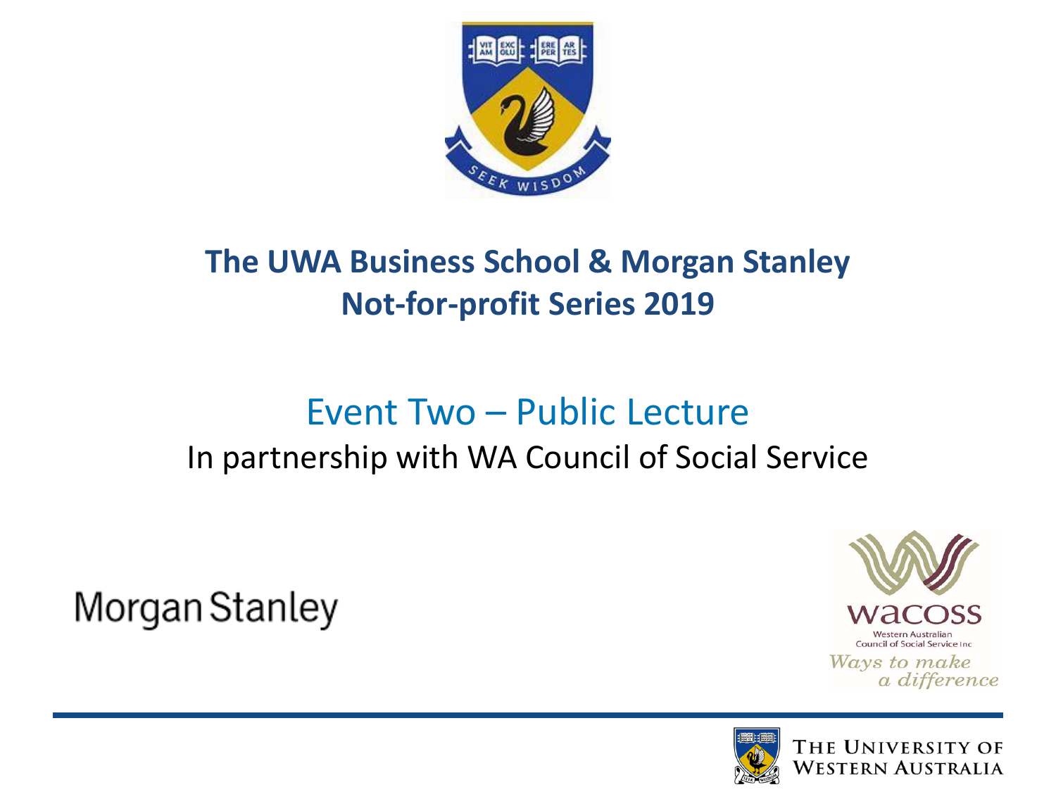# The UWA Business School & Morgan Stanley Not-for-profit Series 2019

## Event Two – Public Lecture

In partnership with WA Council of Social Service

Morgan Stanley

wacoss
Western Australian Council of Social Service Inc
*Ways to make a difference*

The University of Western Australia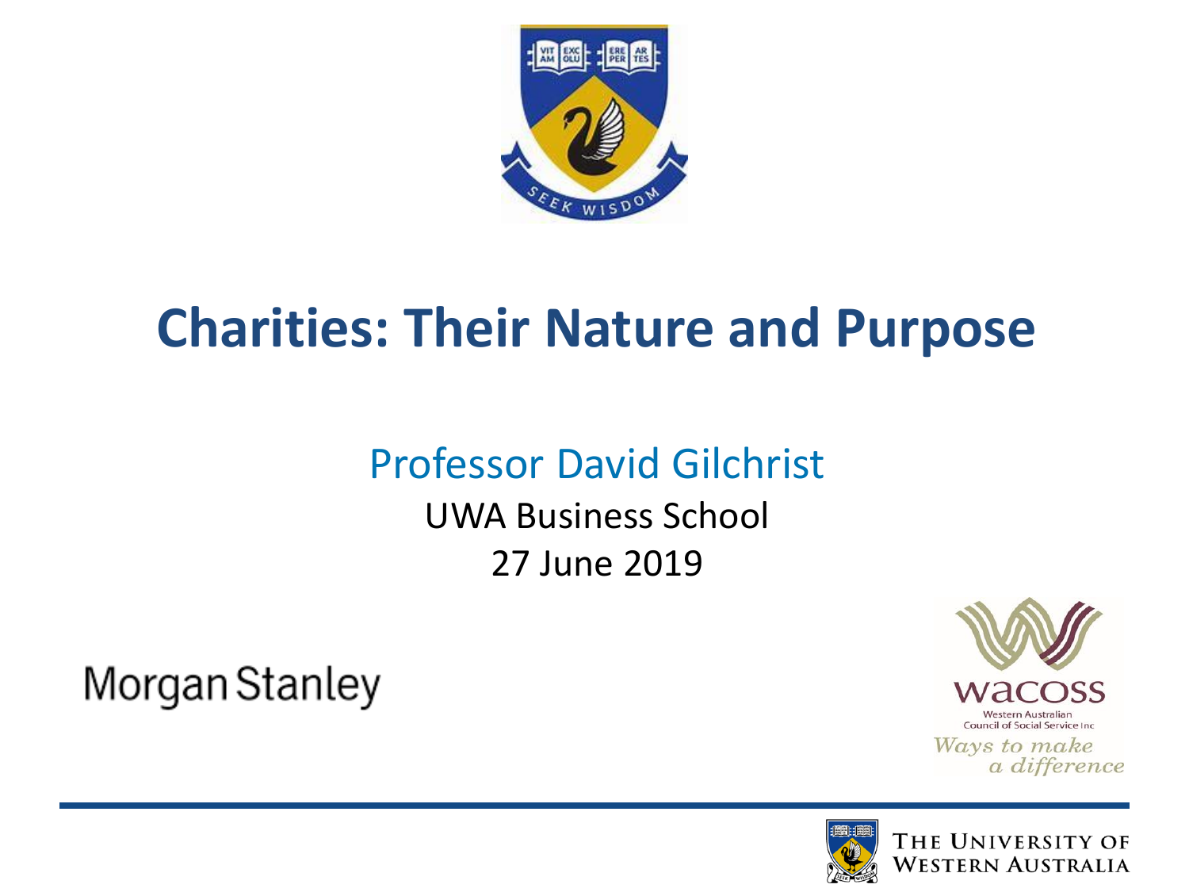# Charities: Their Nature and Purpose

Professor David Gilchrist

UWA Business School

27 June 2019

Morgan Stanley

wacoss

Western Australian Council of Social Service Inc

*Ways to make a difference*

The University of Western Australia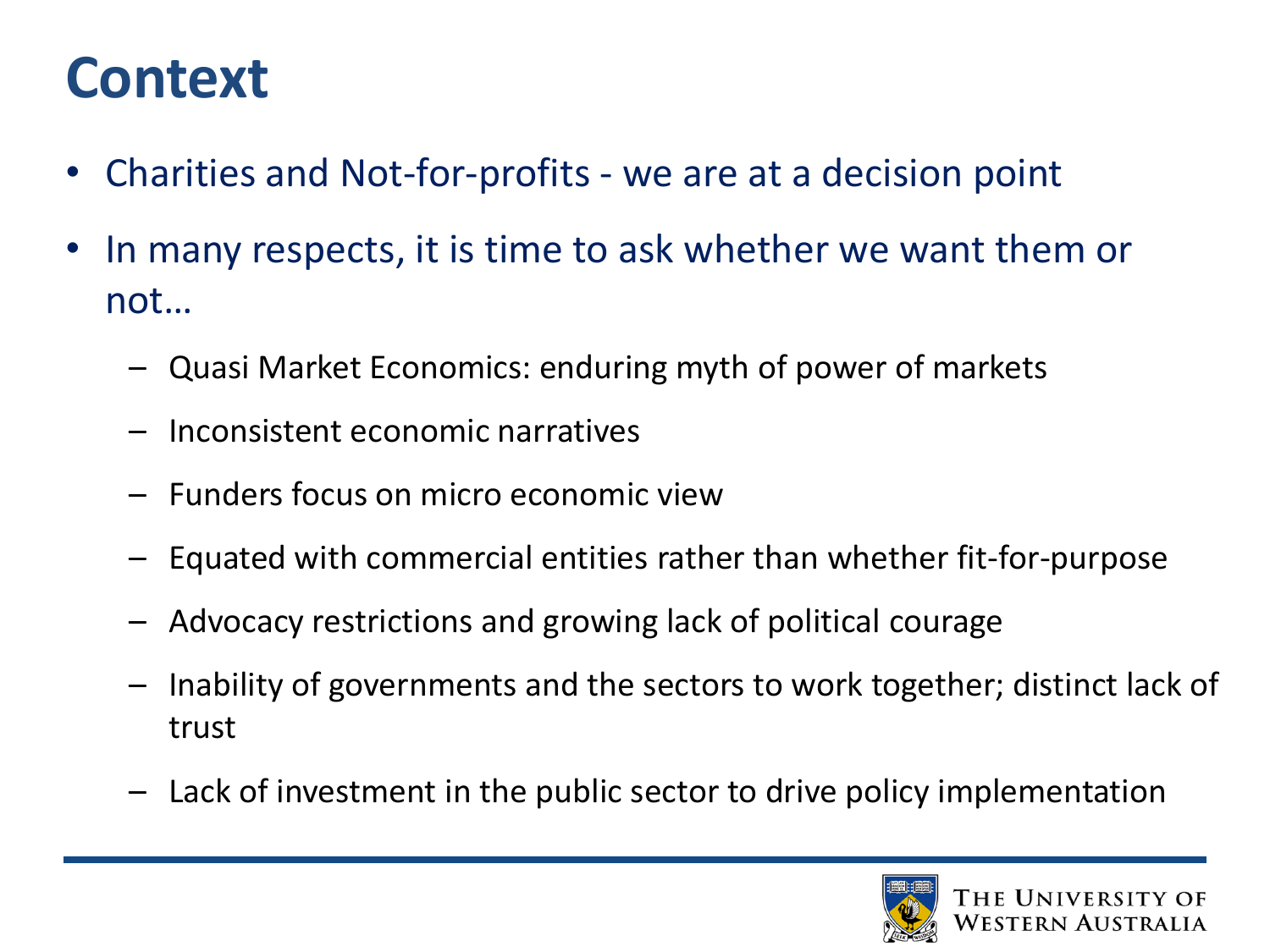# Context

- Charities and Not-for-profits - we are at a decision point
- In many respects, it is time to ask whether we want them or not…
  - Quasi Market Economics: enduring myth of power of markets
  - Inconsistent economic narratives
  - Funders focus on micro economic view
  - Equated with commercial entities rather than whether fit-for-purpose
  - Advocacy restrictions and growing lack of political courage
  - Inability of governments and the sectors to work together; distinct lack of trust
  - Lack of investment in the public sector to drive policy implementation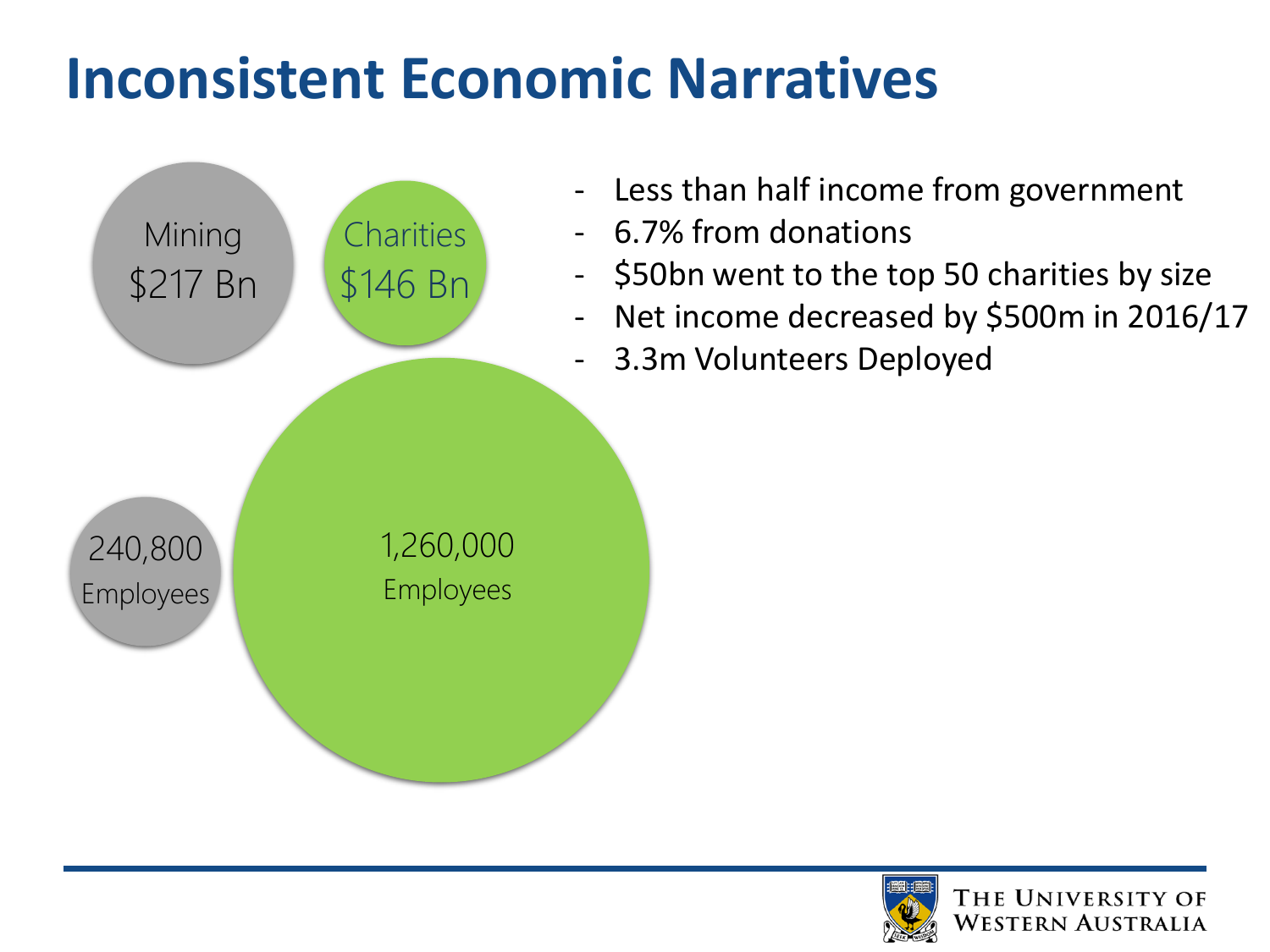# Inconsistent Economic Narratives

Mining
$217 Bn

Charities
$146 Bn

240,800
Employees

1,260,000
Employees

- Less than half income from government
- 6.7% from donations
- $50bn went to the top 50 charities by size
- Net income decreased by $500m in 2016/17
- 3.3m Volunteers Deployed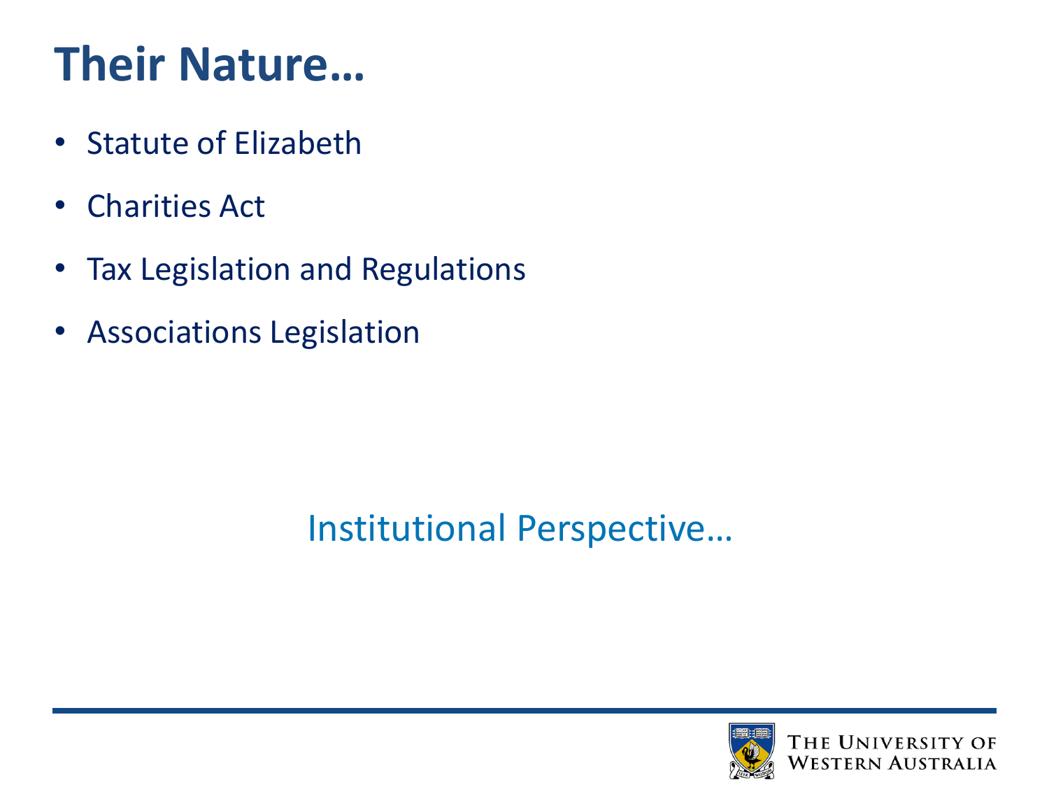# Their Nature…

- Statute of Elizabeth
- Charities Act
- Tax Legislation and Regulations
- Associations Legislation

Institutional Perspective…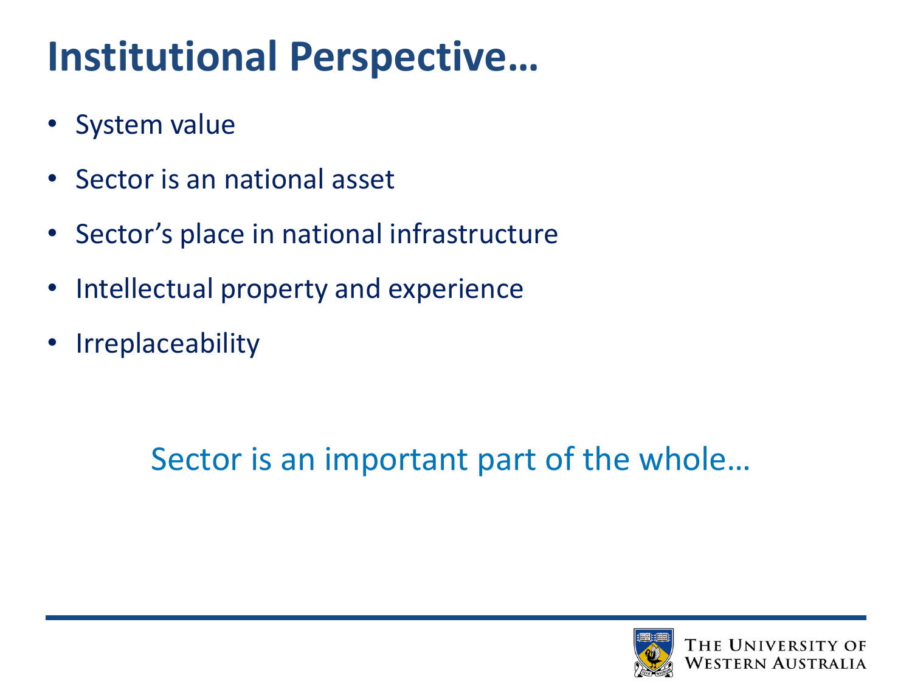# Institutional Perspective…

- System value
- Sector is an national asset
- Sector's place in national infrastructure
- Intellectual property and experience
- Irreplaceability

Sector is an important part of the whole…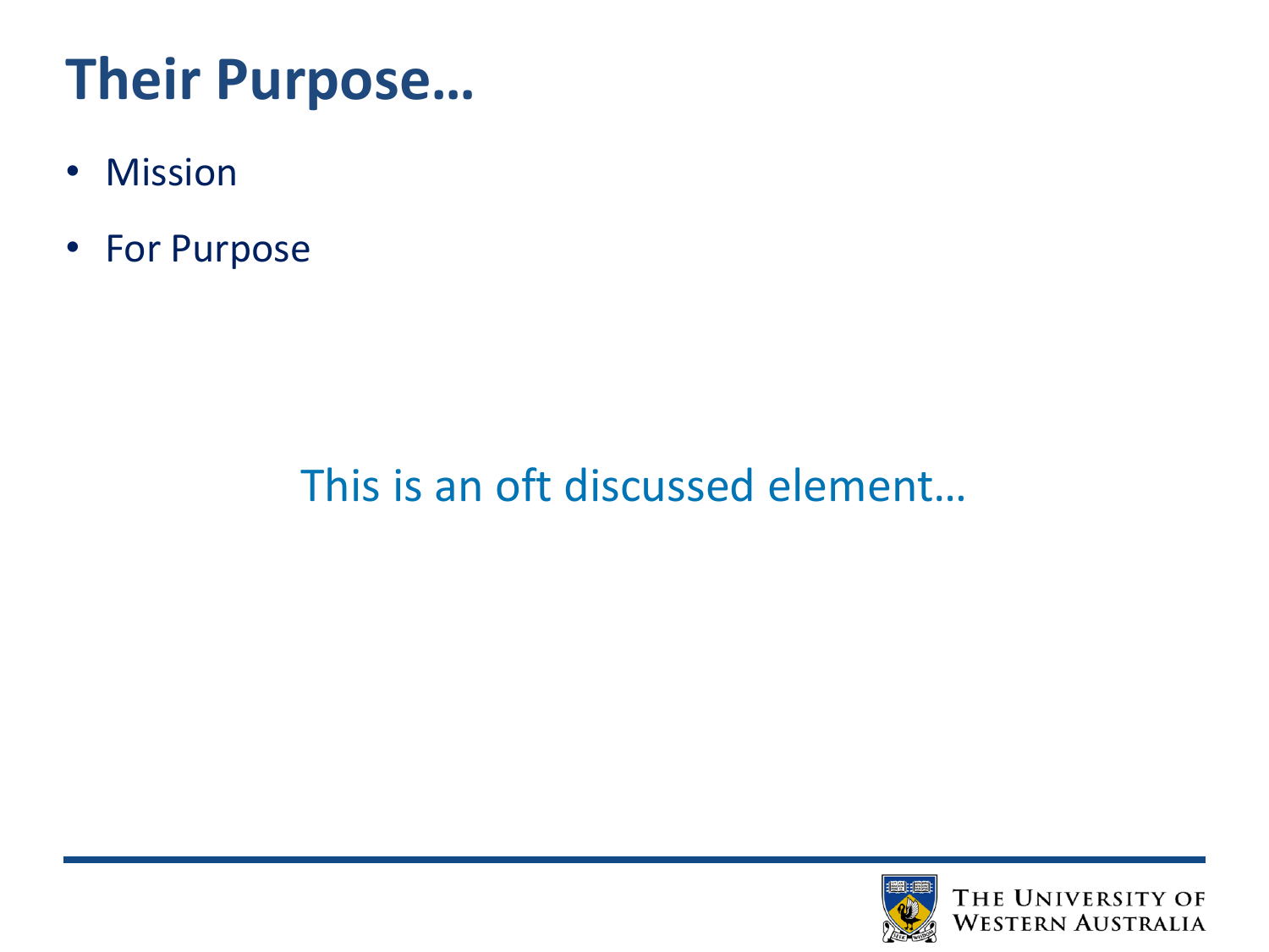# Their Purpose…

- Mission
- For Purpose

This is an oft discussed element…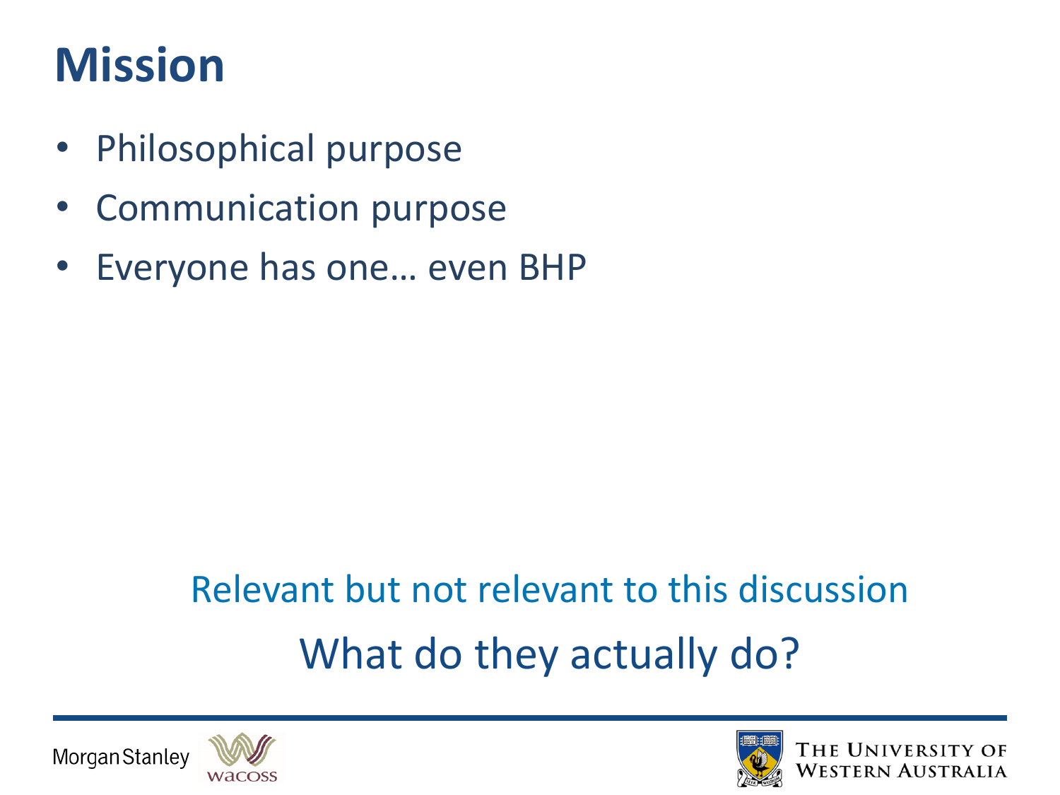# Mission

- Philosophical purpose
- Communication purpose
- Everyone has one… even BHP

Relevant but not relevant to this discussion

What do they actually do?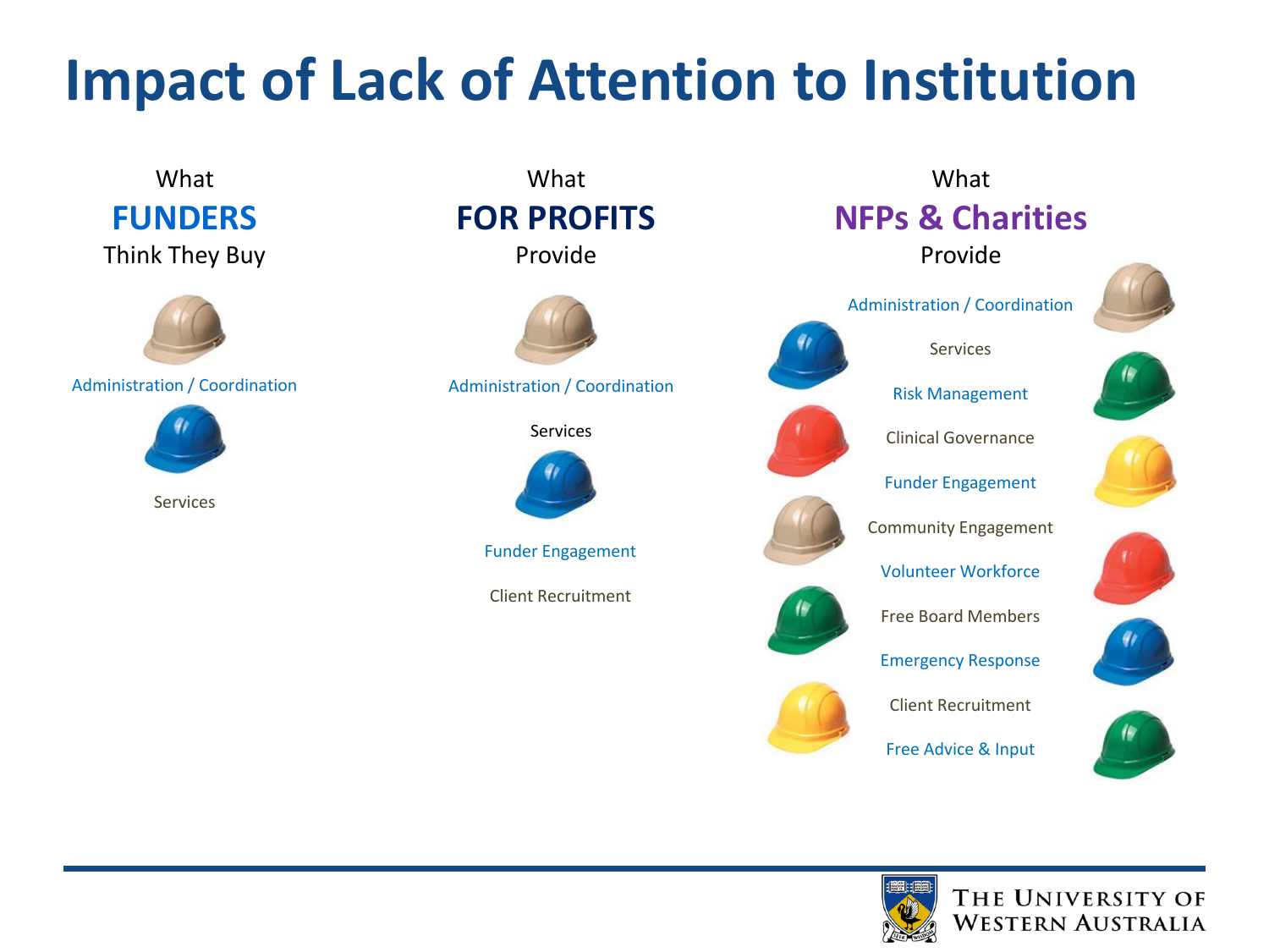# Impact of Lack of Attention to Institution

What
**FUNDERS**
Think They Buy

- Administration / Coordination
- Services

What
**FOR PROFITS**
Provide

- Administration / Coordination
- Services
- Funder Engagement
- Client Recruitment

What
**NFPs & Charities**
Provide

- Administration / Coordination
- Services
- Risk Management
- Clinical Governance
- Funder Engagement
- Community Engagement
- Volunteer Workforce
- Free Board Members
- Emergency Response
- Client Recruitment
- Free Advice & Input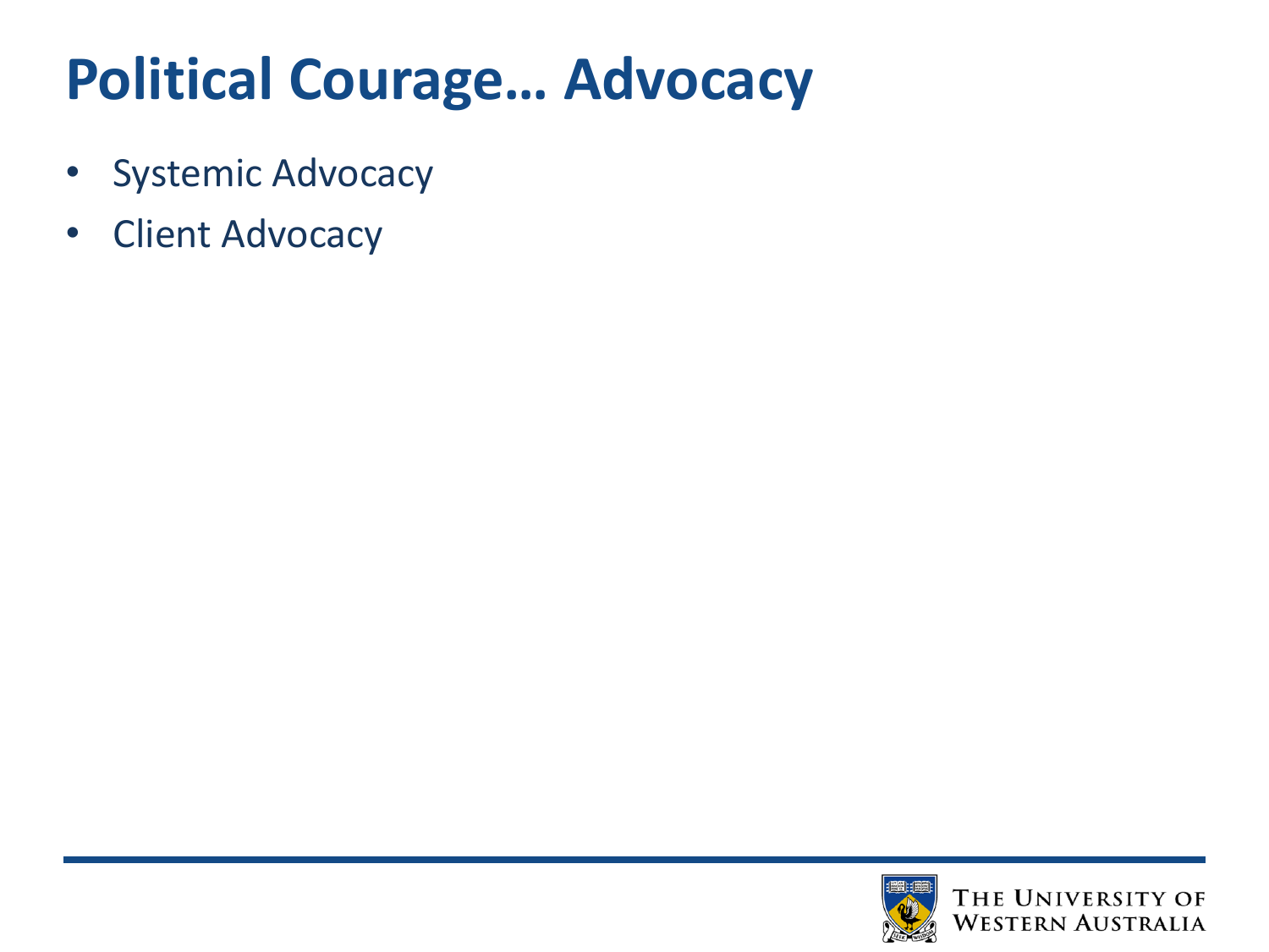# Political Courage… Advocacy

- Systemic Advocacy
- Client Advocacy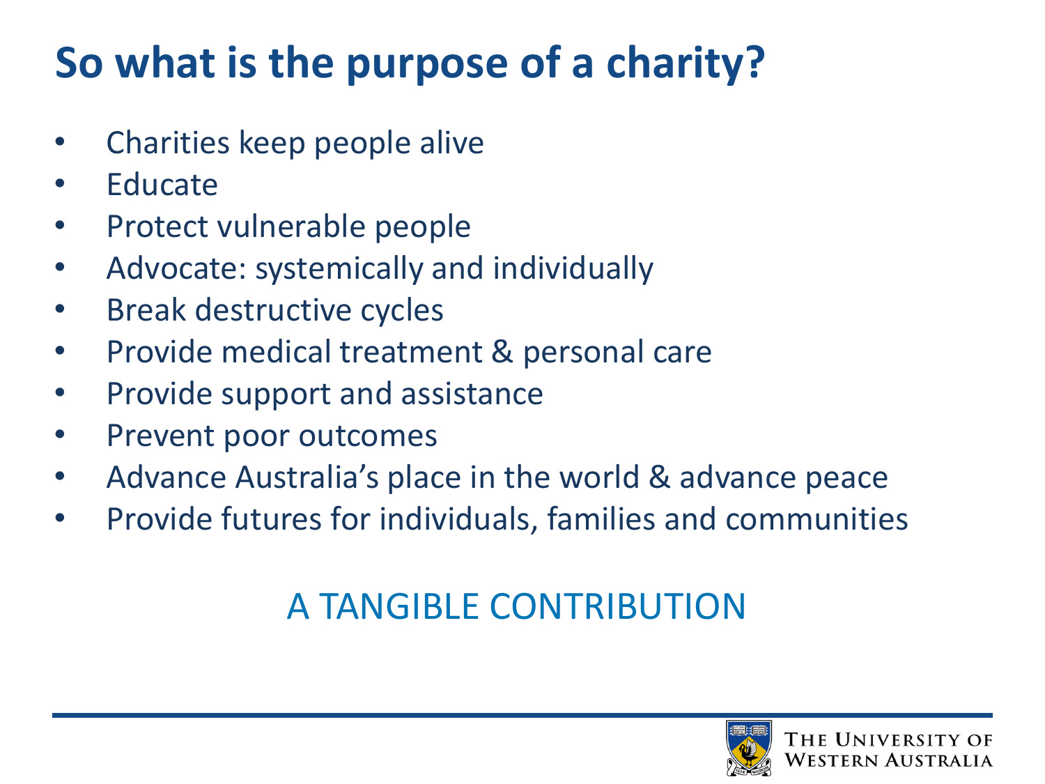# So what is the purpose of a charity?

- Charities keep people alive
- Educate
- Protect vulnerable people
- Advocate: systemically and individually
- Break destructive cycles
- Provide medical treatment & personal care
- Provide support and assistance
- Prevent poor outcomes
- Advance Australia's place in the world & advance peace
- Provide futures for individuals, families and communities

A TANGIBLE CONTRIBUTION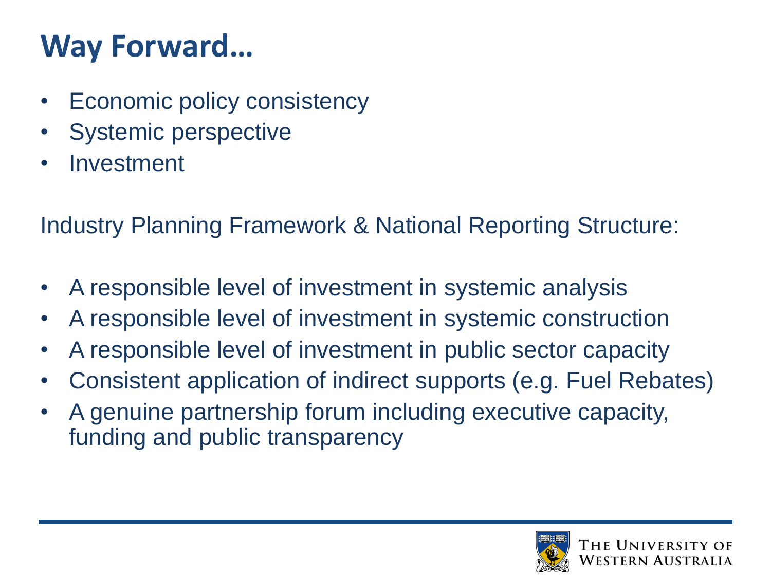# Way Forward…

- Economic policy consistency
- Systemic perspective
- Investment

Industry Planning Framework & National Reporting Structure:

- A responsible level of investment in systemic analysis
- A responsible level of investment in systemic construction
- A responsible level of investment in public sector capacity
- Consistent application of indirect supports (e.g. Fuel Rebates)
- A genuine partnership forum including executive capacity, funding and public transparency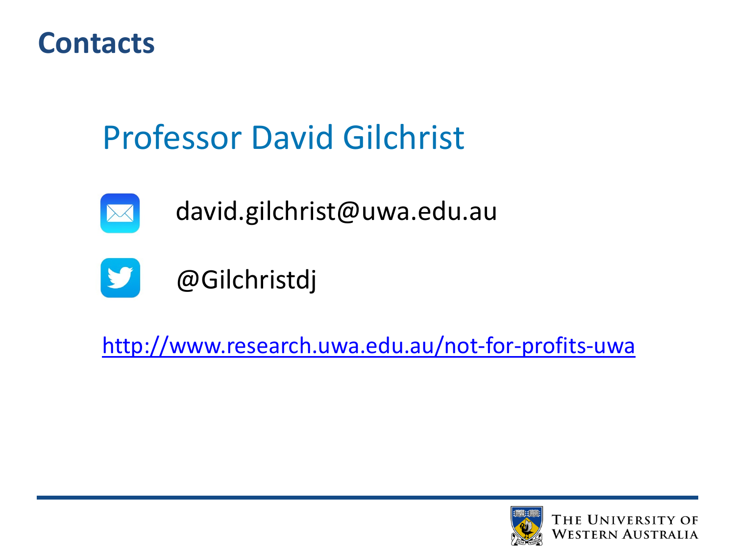# Contacts

## Professor David Gilchrist

david.gilchrist@uwa.edu.au

@Gilchristdj

http://www.research.uwa.edu.au/not-for-profits-uwa

The University of Western Australia